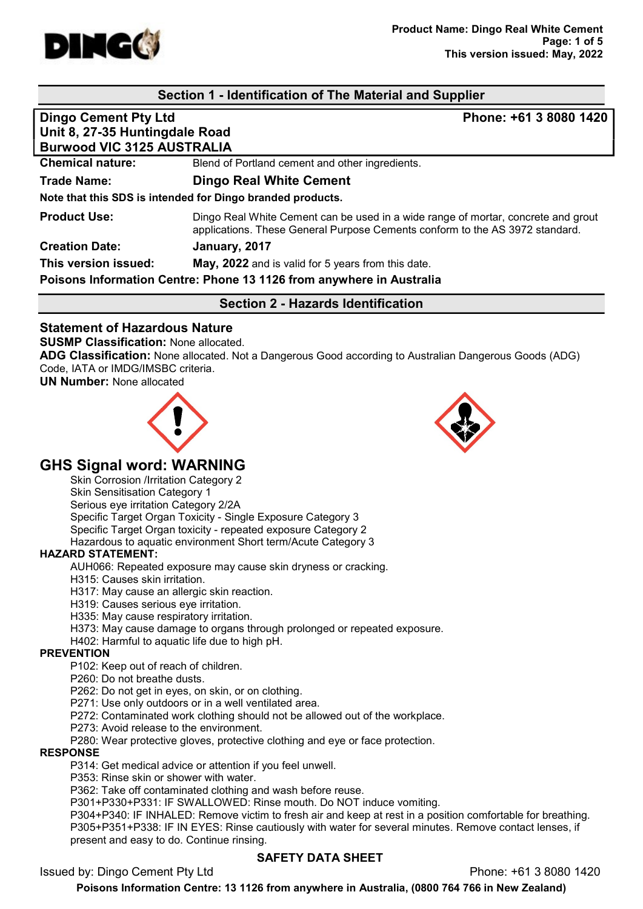## Section 1 - Identification of The Material and Supplier

**Dingo Cement Pty Ltd**
**Unit 8, 27-35 Huntingdale Road**
**Burwood VIC 3125 AUSTRALIA**
**Phone: +61 3 8080 1420**

**Chemical nature:** Blend of Portland cement and other ingredients.

**Trade Name:** **Dingo Real White Cement**

**Note that this SDS is intended for Dingo branded products.**

**Product Use:** Dingo Real White Cement can be used in a wide range of mortar, concrete and grout applications. These General Purpose Cements conform to the AS 3972 standard.

**Creation Date:** **January, 2017**

**This version issued:** **May, 2022** and is valid for 5 years from this date.

**Poisons Information Centre: Phone 13 1126 from anywhere in Australia**

## Section 2 - Hazards Identification

### Statement of Hazardous Nature

**SUSMP Classification:** None allocated.

**ADG Classification:** None allocated. Not a Dangerous Good according to Australian Dangerous Goods (ADG) Code, IATA or IMDG/IMSBC criteria.

**UN Number:** None allocated

### GHS Signal word: WARNING

- Skin Corrosion /Irritation Category 2
- Skin Sensitisation Category 1
- Serious eye irritation Category 2/2A
- Specific Target Organ Toxicity - Single Exposure Category 3
- Specific Target Organ toxicity - repeated exposure Category 2
- Hazardous to aquatic environment Short term/Acute Category 3

**HAZARD STATEMENT:**

- AUH066: Repeated exposure may cause skin dryness or cracking.
- H315: Causes skin irritation.
- H317: May cause an allergic skin reaction.
- H319: Causes serious eye irritation.
- H335: May cause respiratory irritation.
- H373: May cause damage to organs through prolonged or repeated exposure.
- H402: Harmful to aquatic life due to high pH.

**PREVENTION**

- P102: Keep out of reach of children.
- P260: Do not breathe dusts.
- P262: Do not get in eyes, on skin, or on clothing.
- P271: Use only outdoors or in a well ventilated area.
- P272: Contaminated work clothing should not be allowed out of the workplace.
- P273: Avoid release to the environment.
- P280: Wear protective gloves, protective clothing and eye or face protection.

**RESPONSE**

- P314: Get medical advice or attention if you feel unwell.
- P353: Rinse skin or shower with water.
- P362: Take off contaminated clothing and wash before reuse.
- P301+P330+P331: IF SWALLOWED: Rinse mouth. Do NOT induce vomiting.
- P304+P340: IF INHALED: Remove victim to fresh air and keep at rest in a position comfortable for breathing.
- P305+P351+P338: IF IN EYES: Rinse cautiously with water for several minutes. Remove contact lenses, if present and easy to do. Continue rinsing.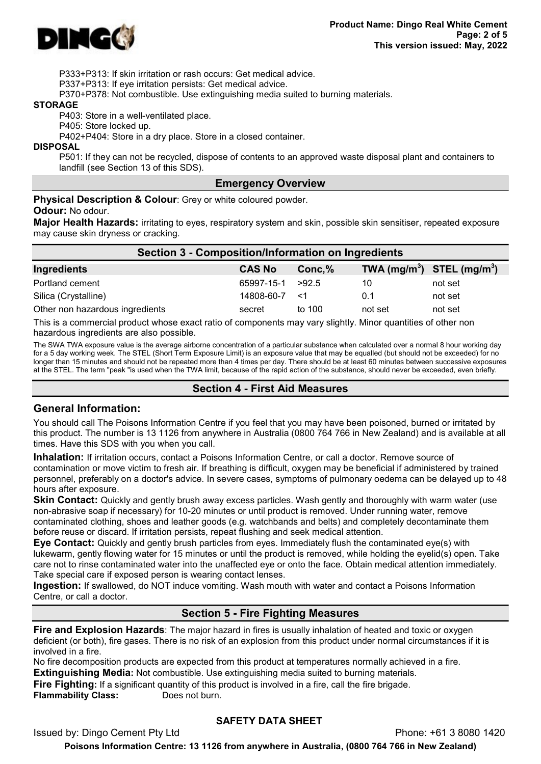P333+P313: If skin irritation or rash occurs: Get medical advice.
P337+P313: If eye irritation persists: Get medical advice.
P370+P378: Not combustible. Use extinguishing media suited to burning materials.

**STORAGE**

P403: Store in a well-ventilated place.
P405: Store locked up.
P402+P404: Store in a dry place. Store in a closed container.

**DISPOSAL**

P501: If they can not be recycled, dispose of contents to an approved waste disposal plant and containers to landfill (see Section 13 of this SDS).

## Emergency Overview

**Physical Description & Colour**: Grey or white coloured powder.

**Odour:** No odour.

**Major Health Hazards:** irritating to eyes, respiratory system and skin, possible skin sensitiser, repeated exposure may cause skin dryness or cracking.

## Section 3 - Composition/Information on Ingredients

| Ingredients | CAS No | Conc,% | TWA (mg/m$^3$) | STEL (mg/m$^3$) |
|---|---|---|---|---|
| Portland cement | 65997-15-1 | >92.5 | 10 | not set |
| Silica (Crystalline) | 14808-60-7 | <1 | 0.1 | not set |
| Other non hazardous ingredients | secret | to 100 | not set | not set |

This is a commercial product whose exact ratio of components may vary slightly. Minor quantities of other non hazardous ingredients are also possible.

The SWA TWA exposure value is the average airborne concentration of a particular substance when calculated over a normal 8 hour working day for a 5 day working week. The STEL (Short Term Exposure Limit) is an exposure value that may be equalled (but should not be exceeded) for no longer than 15 minutes and should not be repeated more than 4 times per day. There should be at least 60 minutes between successive exposures at the STEL. The term "peak "is used when the TWA limit, because of the rapid action of the substance, should never be exceeded, even briefly.

## Section 4 - First Aid Measures

### General Information:

You should call The Poisons Information Centre if you feel that you may have been poisoned, burned or irritated by this product. The number is 13 1126 from anywhere in Australia (0800 764 766 in New Zealand) and is available at all times. Have this SDS with you when you call.

**Inhalation:** If irritation occurs, contact a Poisons Information Centre, or call a doctor. Remove source of contamination or move victim to fresh air. If breathing is difficult, oxygen may be beneficial if administered by trained personnel, preferably on a doctor's advice. In severe cases, symptoms of pulmonary oedema can be delayed up to 48 hours after exposure.

**Skin Contact:** Quickly and gently brush away excess particles. Wash gently and thoroughly with warm water (use non-abrasive soap if necessary) for 10-20 minutes or until product is removed. Under running water, remove contaminated clothing, shoes and leather goods (e.g. watchbands and belts) and completely decontaminate them before reuse or discard. If irritation persists, repeat flushing and seek medical attention.

**Eye Contact:** Quickly and gently brush particles from eyes. Immediately flush the contaminated eye(s) with lukewarm, gently flowing water for 15 minutes or until the product is removed, while holding the eyelid(s) open. Take care not to rinse contaminated water into the unaffected eye or onto the face. Obtain medical attention immediately. Take special care if exposed person is wearing contact lenses.

**Ingestion:** If swallowed, do NOT induce vomiting. Wash mouth with water and contact a Poisons Information Centre, or call a doctor.

## Section 5 - Fire Fighting Measures

**Fire and Explosion Hazards**: The major hazard in fires is usually inhalation of heated and toxic or oxygen deficient (or both), fire gases. There is no risk of an explosion from this product under normal circumstances if it is involved in a fire.

No fire decomposition products are expected from this product at temperatures normally achieved in a fire.

**Extinguishing Media:** Not combustible. Use extinguishing media suited to burning materials.

**Fire Fighting:** If a significant quantity of this product is involved in a fire, call the fire brigade.

**Flammability Class:** Does not burn.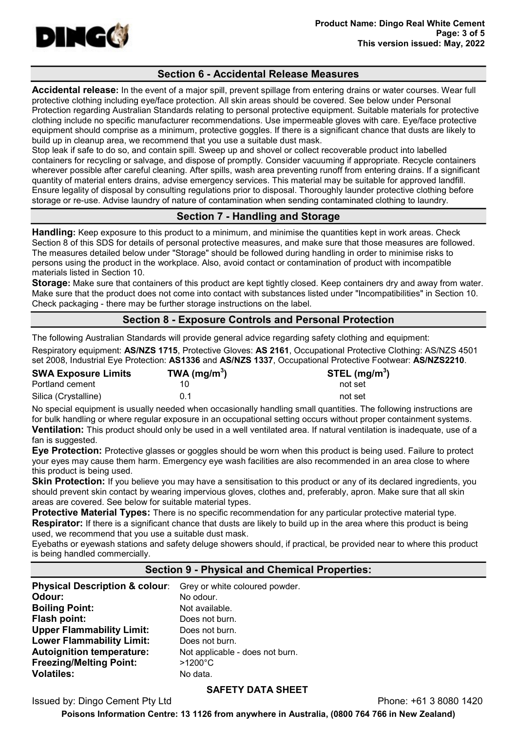## Section 6 - Accidental Release Measures

**Accidental release:** In the event of a major spill, prevent spillage from entering drains or water courses. Wear full protective clothing including eye/face protection. All skin areas should be covered. See below under Personal Protection regarding Australian Standards relating to personal protective equipment. Suitable materials for protective clothing include no specific manufacturer recommendations. Use impermeable gloves with care. Eye/face protective equipment should comprise as a minimum, protective goggles. If there is a significant chance that dusts are likely to build up in cleanup area, we recommend that you use a suitable dust mask.

Stop leak if safe to do so, and contain spill. Sweep up and shovel or collect recoverable product into labelled containers for recycling or salvage, and dispose of promptly. Consider vacuuming if appropriate. Recycle containers wherever possible after careful cleaning. After spills, wash area preventing runoff from entering drains. If a significant quantity of material enters drains, advise emergency services. This material may be suitable for approved landfill. Ensure legality of disposal by consulting regulations prior to disposal. Thoroughly launder protective clothing before storage or re-use. Advise laundry of nature of contamination when sending contaminated clothing to laundry.

## Section 7 - Handling and Storage

**Handling:** Keep exposure to this product to a minimum, and minimise the quantities kept in work areas. Check Section 8 of this SDS for details of personal protective measures, and make sure that those measures are followed. The measures detailed below under "Storage" should be followed during handling in order to minimise risks to persons using the product in the workplace. Also, avoid contact or contamination of product with incompatible materials listed in Section 10.

**Storage:** Make sure that containers of this product are kept tightly closed. Keep containers dry and away from water. Make sure that the product does not come into contact with substances listed under "Incompatibilities" in Section 10. Check packaging - there may be further storage instructions on the label.

## Section 8 - Exposure Controls and Personal Protection

The following Australian Standards will provide general advice regarding safety clothing and equipment:

Respiratory equipment: **AS/NZS 1715**, Protective Gloves: **AS 2161**, Occupational Protective Clothing: AS/NZS 4501 set 2008, Industrial Eye Protection: **AS1336** and **AS/NZS 1337**, Occupational Protective Footwear: **AS/NZS2210**.

| SWA Exposure Limits | TWA (mg/m$^3$) | STEL (mg/m$^3$) |
|---|---|---|
| Portland cement | 10 | not set |
| Silica (Crystalline) | 0.1 | not set |

No special equipment is usually needed when occasionally handling small quantities. The following instructions are for bulk handling or where regular exposure in an occupational setting occurs without proper containment systems.

**Ventilation:** This product should only be used in a well ventilated area. If natural ventilation is inadequate, use of a fan is suggested.

**Eye Protection:** Protective glasses or goggles should be worn when this product is being used. Failure to protect your eyes may cause them harm. Emergency eye wash facilities are also recommended in an area close to where this product is being used.

**Skin Protection:** If you believe you may have a sensitisation to this product or any of its declared ingredients, you should prevent skin contact by wearing impervious gloves, clothes and, preferably, apron. Make sure that all skin areas are covered. See below for suitable material types.

**Protective Material Types:** There is no specific recommendation for any particular protective material type.

**Respirator:** If there is a significant chance that dusts are likely to build up in the area where this product is being used, we recommend that you use a suitable dust mask.

Eyebaths or eyewash stations and safety deluge showers should, if practical, be provided near to where this product is being handled commercially.

## Section 9 - Physical and Chemical Properties:

**Physical Description & colour**: Grey or white coloured powder.
**Odour:** No odour.
**Boiling Point:** Not available.
**Flash point:** Does not burn.
**Upper Flammability Limit:** Does not burn.
**Lower Flammability Limit:** Does not burn.
**Autoignition temperature:** Not applicable - does not burn.
**Freezing/Melting Point:** >1200°C
**Volatiles:** No data.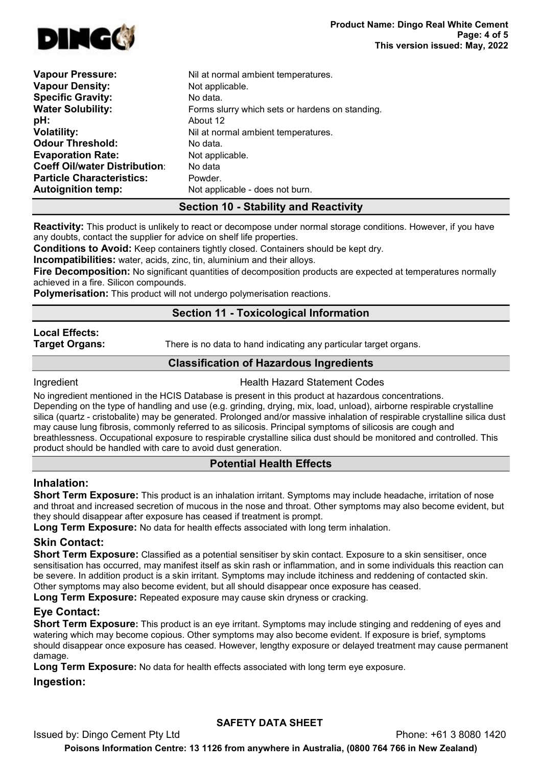| | |
|---|---|
| **Vapour Pressure:** | Nil at normal ambient temperatures. |
| **Vapour Density:** | Not applicable. |
| **Specific Gravity:** | No data. |
| **Water Solubility:** | Forms slurry which sets or hardens on standing. |
| **pH:** | About 12 |
| **Volatility:** | Nil at normal ambient temperatures. |
| **Odour Threshold:** | No data. |
| **Evaporation Rate:** | Not applicable. |
| **Coeff Oil/water Distribution:** | No data |
| **Particle Characteristics:** | Powder. |
| **Autoignition temp:** | Not applicable - does not burn. |

## Section 10 - Stability and Reactivity

**Reactivity:** This product is unlikely to react or decompose under normal storage conditions. However, if you have any doubts, contact the supplier for advice on shelf life properties.

**Conditions to Avoid:** Keep containers tightly closed. Containers should be kept dry.

**Incompatibilities:** water, acids, zinc, tin, aluminium and their alloys.

**Fire Decomposition:** No significant quantities of decomposition products are expected at temperatures normally achieved in a fire. Silicon compounds.

**Polymerisation:** This product will not undergo polymerisation reactions.

## Section 11 - Toxicological Information

**Local Effects:**

**Target Organs:** There is no data to hand indicating any particular target organs.

### Classification of Hazardous Ingredients

| Ingredient | Health Hazard Statement Codes |
|---|---|

No ingredient mentioned in the HCIS Database is present in this product at hazardous concentrations. Depending on the type of handling and use (e.g. grinding, drying, mix, load, unload), airborne respirable crystalline silica (quartz - cristobalite) may be generated. Prolonged and/or massive inhalation of respirable crystalline silica dust may cause lung fibrosis, commonly referred to as silicosis. Principal symptoms of silicosis are cough and breathlessness. Occupational exposure to respirable crystalline silica dust should be monitored and controlled. This product should be handled with care to avoid dust generation.

### Potential Health Effects

#### Inhalation:

**Short Term Exposure:** This product is an inhalation irritant. Symptoms may include headache, irritation of nose and throat and increased secretion of mucous in the nose and throat. Other symptoms may also become evident, but they should disappear after exposure has ceased if treatment is prompt.

**Long Term Exposure:** No data for health effects associated with long term inhalation.

#### Skin Contact:

**Short Term Exposure:** Classified as a potential sensitiser by skin contact. Exposure to a skin sensitiser, once sensitisation has occurred, may manifest itself as skin rash or inflammation, and in some individuals this reaction can be severe. In addition product is a skin irritant. Symptoms may include itchiness and reddening of contacted skin. Other symptoms may also become evident, but all should disappear once exposure has ceased.

**Long Term Exposure:** Repeated exposure may cause skin dryness or cracking.

#### Eye Contact:

**Short Term Exposure:** This product is an eye irritant. Symptoms may include stinging and reddening of eyes and watering which may become copious. Other symptoms may also become evident. If exposure is brief, symptoms should disappear once exposure has ceased. However, lengthy exposure or delayed treatment may cause permanent damage.

**Long Term Exposure:** No data for health effects associated with long term eye exposure.

#### Ingestion: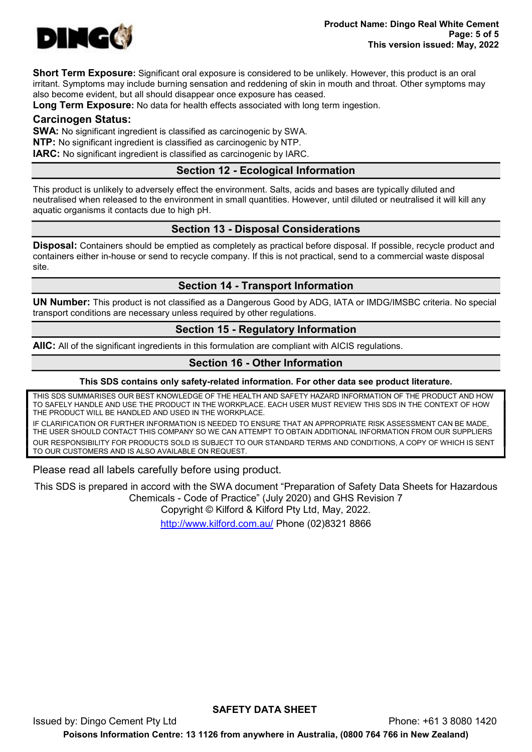**Short Term Exposure:** Significant oral exposure is considered to be unlikely. However, this product is an oral irritant. Symptoms may include burning sensation and reddening of skin in mouth and throat. Other symptoms may also become evident, but all should disappear once exposure has ceased.

**Long Term Exposure:** No data for health effects associated with long term ingestion.

### Carcinogen Status:

**SWA:** No significant ingredient is classified as carcinogenic by SWA.

**NTP:** No significant ingredient is classified as carcinogenic by NTP.

**IARC:** No significant ingredient is classified as carcinogenic by IARC.

## Section 12 - Ecological Information

This product is unlikely to adversely effect the environment. Salts, acids and bases are typically diluted and neutralised when released to the environment in small quantities. However, until diluted or neutralised it will kill any aquatic organisms it contacts due to high pH.

## Section 13 - Disposal Considerations

**Disposal:** Containers should be emptied as completely as practical before disposal. If possible, recycle product and containers either in-house or send to recycle company. If this is not practical, send to a commercial waste disposal site.

## Section 14 - Transport Information

**UN Number:** This product is not classified as a Dangerous Good by ADG, IATA or IMDG/IMSBC criteria. No special transport conditions are necessary unless required by other regulations.

## Section 15 - Regulatory Information

**AIIC:** All of the significant ingredients in this formulation are compliant with AICIS regulations.

## Section 16 - Other Information

**This SDS contains only safety-related information. For other data see product literature.**

THIS SDS SUMMARISES OUR BEST KNOWLEDGE OF THE HEALTH AND SAFETY HAZARD INFORMATION OF THE PRODUCT AND HOW TO SAFELY HANDLE AND USE THE PRODUCT IN THE WORKPLACE. EACH USER MUST REVIEW THIS SDS IN THE CONTEXT OF HOW THE PRODUCT WILL BE HANDLED AND USED IN THE WORKPLACE.

IF CLARIFICATION OR FURTHER INFORMATION IS NEEDED TO ENSURE THAT AN APPROPRIATE RISK ASSESSMENT CAN BE MADE, THE USER SHOULD CONTACT THIS COMPANY SO WE CAN ATTEMPT TO OBTAIN ADDITIONAL INFORMATION FROM OUR SUPPLIERS

OUR RESPONSIBILITY FOR PRODUCTS SOLD IS SUBJECT TO OUR STANDARD TERMS AND CONDITIONS, A COPY OF WHICH IS SENT TO OUR CUSTOMERS AND IS ALSO AVAILABLE ON REQUEST.

Please read all labels carefully before using product.

This SDS is prepared in accord with the SWA document "Preparation of Safety Data Sheets for Hazardous Chemicals - Code of Practice" (July 2020) and GHS Revision 7

Copyright © Kilford & Kilford Pty Ltd, May, 2022.

http://www.kilford.com.au/ Phone (02)8321 8866